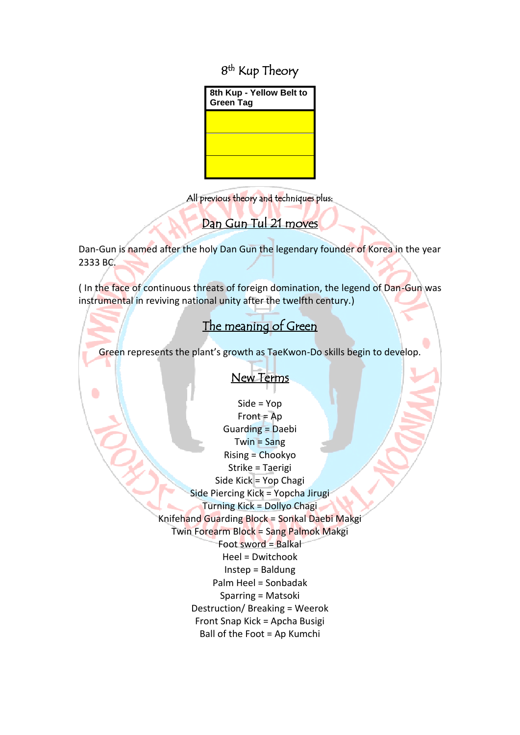# 8th Kup Theory

| 8th Kup - Yellow Belt to Green Tag |
|---|
| |
| |
| |

All previous theory and techniques plus:

## Dan Gun Tul 21 moves

Dan-Gun is named after the holy Dan Gun the legendary founder of Korea in the year 2333 BC.

( In the face of continuous threats of foreign domination, the legend of Dan-Gun was instrumental in reviving national unity after the twelfth century.)

## The meaning of Green

Green represents the plant's growth as TaeKwon-Do skills begin to develop.

## New Terms

Side = Yop
Front = Ap
Guarding = Daebi
Twin = Sang
Rising = Chookyo
Strike = Taerigi
Side Kick = Yop Chagi
Side Piercing Kick = Yopcha Jirugi
Turning Kick = Dollyo Chagi
Knifehand Guarding Block = Sonkal Daebi Makgi
Twin Forearm Block = Sang Palmok Makgi
Foot sword = Balkal
Heel = Dwitchook
Instep = Baldung
Palm Heel = Sonbadak
Sparring = Matsoki
Destruction/ Breaking = Weerok
Front Snap Kick = Apcha Busigi
Ball of the Foot = Ap Kumchi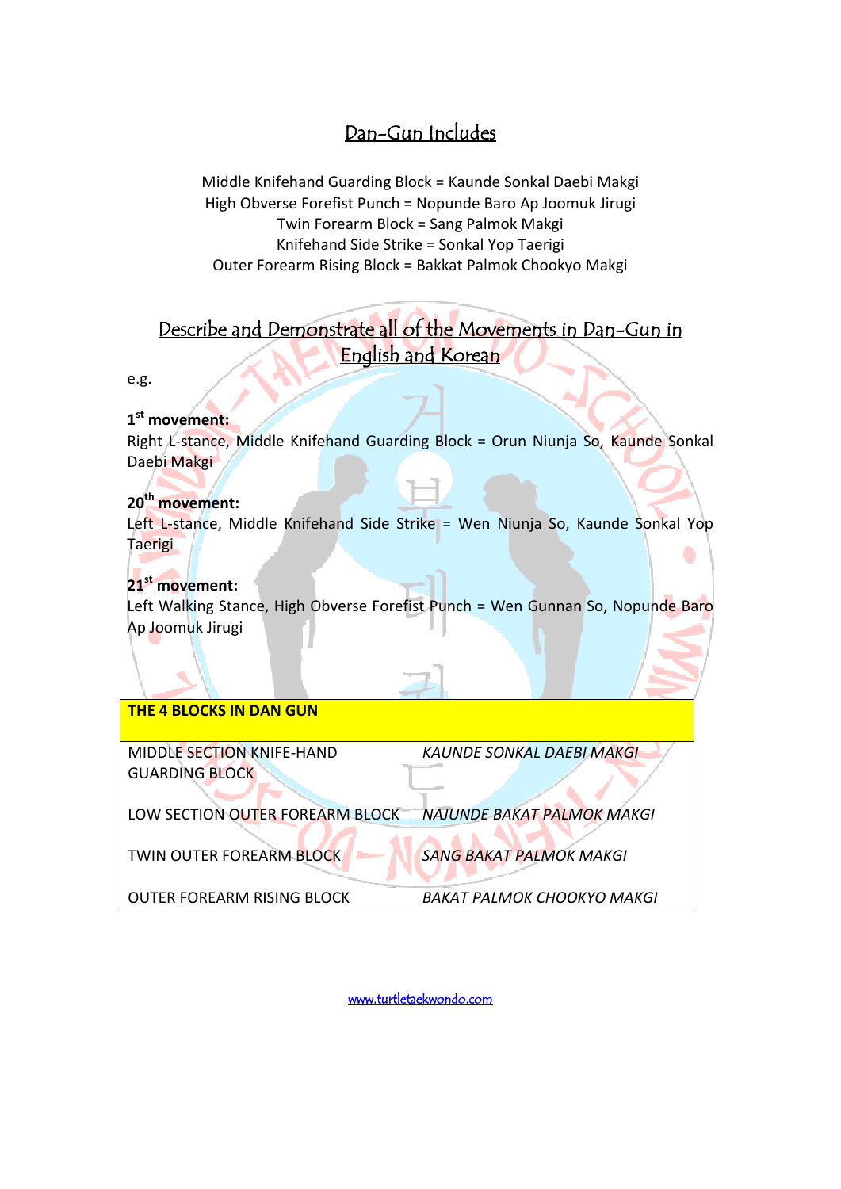## Dan-Gun Includes

Middle Knifehand Guarding Block = Kaunde Sonkal Daebi Makgi
High Obverse Forefist Punch = Nopunde Baro Ap Joomuk Jirugi
Twin Forearm Block = Sang Palmok Makgi
Knifehand Side Strike = Sonkal Yop Taerigi
Outer Forearm Rising Block = Bakkat Palmok Chookyo Makgi

## Describe and Demonstrate all of the Movements in Dan-Gun in English and Korean

e.g.

**1st movement:**
Right L-stance, Middle Knifehand Guarding Block = Orun Niunja So, Kaunde Sonkal Daebi Makgi

**20th movement:**
Left L-stance, Middle Knifehand Side Strike = Wen Niunja So, Kaunde Sonkal Yop Taerigi

**21st movement:**
Left Walking Stance, High Obverse Forefist Punch = Wen Gunnan So, Nopunde Baro Ap Joomuk Jirugi

| **THE 4 BLOCKS IN DAN GUN** | |
|---|---|
| MIDDLE SECTION KNIFE-HAND GUARDING BLOCK | *KAUNDE SONKAL DAEBI MAKGI* |
| LOW SECTION OUTER FOREARM BLOCK | *NAJUNDE BAKAT PALMOK MAKGI* |
| TWIN OUTER FOREARM BLOCK | *SANG BAKAT PALMOK MAKGI* |
| OUTER FOREARM RISING BLOCK | *BAKAT PALMOK CHOOKYO MAKGI* |

www.turtletaekwondo.com